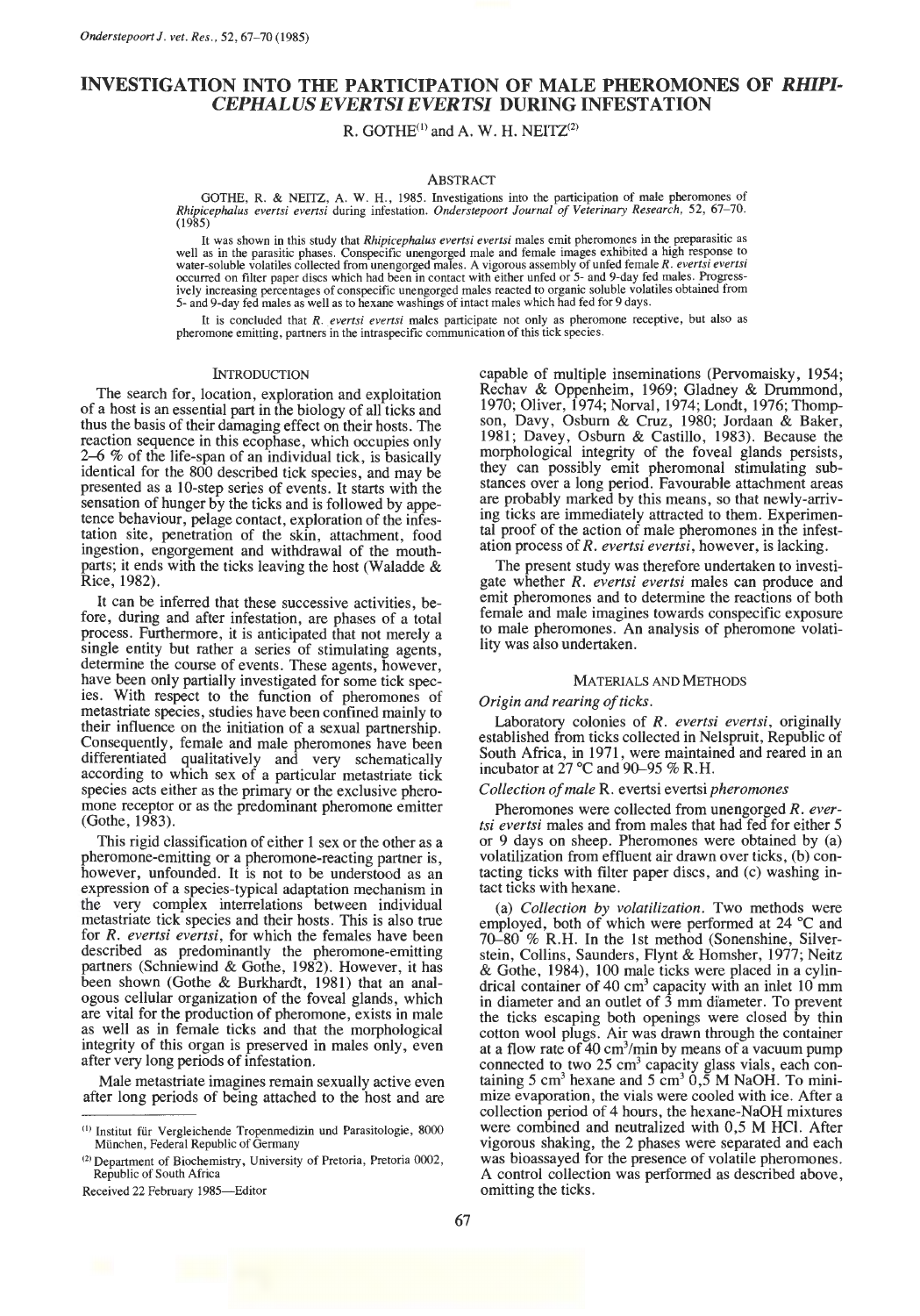# INVESTIGATION INTO THE PARTICIPATION OF MALE PHEROMONES OF *RHIPICEPHALUS EVERTSI EVERTSI* DURING INFESTATION

R. GOTHE[(1)] and A. W. H. NEITZ[(2)]

## ABSTRACT

GOTHE, R. & NEITZ, A. W. H., 1985. Investigations into the participation of male pheromones of *Rhipicephalus evertsi evertsi* during infestation. *Onderstepoort Journal of Veterinary Research*, 52, 67–70. (1985)

It was shown in this study that *Rhipicephalus evertsi evertsi* males emit pheromones in the preparasitic as well as in the parasitic phases. Conspecific unengorged male and female images exhibited a high response to water-soluble volatiles collected from unengorged males. A vigorous assembly of unfed female *R. evertsi evertsi* occurred on filter paper discs which had been in contact with either unfed or 5- and 9-day fed males. Progressively increasing percentages of conspecific unengorged males reacted to organic soluble volatiles obtained from 5- and 9-day fed males as well as to hexane washings of intact males which had fed for 9 days.

It is concluded that *R. evertsi evertsi* males participate not only as pheromone receptive, but also as pheromone emitting, partners in the intraspecific communication of this tick species.

## INTRODUCTION

The search for, location, exploration and exploitation of a host is an essential part in the biology of all ticks and thus the basis of their damaging effect on their hosts. The reaction sequence in this ecophase, which occupies only 2–6 % of the life-span of an individual tick, is basically identical for the 800 described tick species, and may be presented as a 10-step series of events. It starts with the sensation of hunger by the ticks and is followed by appetence behaviour, pelage contact, exploration of the infestation site, penetration of the skin, attachment, food ingestion, engorgement and withdrawal of the mouthparts; it ends with the ticks leaving the host (Waladde & Rice, 1982).

It can be inferred that these successive activities, before, during and after infestation, are phases of a total process. Furthermore, it is anticipated that not merely a single entity but rather a series of stimulating agents, determine the course of events. These agents, however, have been only partially investigated for some tick species. With respect to the function of pheromones of metastriate species, studies have been confined mainly to their influence on the initiation of a sexual partnership. Consequently, female and male pheromones have been differentiated qualitatively and very schematically according to which sex of a particular metastriate tick species acts either as the primary or the exclusive pheromone receptor or as the predominant pheromone emitter (Gothe, 1983).

This rigid classification of either 1 sex or the other as a pheromone-emitting or a pheromone-reacting partner is, however, unfounded. It is not to be understood as an expression of a species-typical adaptation mechanism in the very complex interrelations between individual metastriate tick species and their hosts. This is also true for *R. evertsi evertsi*, for which the females have been described as predominantly the pheromone-emitting partners (Schniewind & Gothe, 1982). However, it has been shown (Gothe & Burkhardt, 1981) that an analogous cellular organization of the foveal glands, which are vital for the production of pheromone, exists in male as well as in female ticks and that the morphological integrity of this organ is preserved in males only, even after very long periods of infestation.

Male metastriate imagines remain sexually active even after long periods of being attached to the host and are capable of multiple inseminations (Pervomaisky, 1954; Rechav & Oppenheim, 1969; Gladney & Drummond, 1970; Oliver, 1974; Norval, 1974; Londt, 1976; Thompson, Davy, Osburn & Cruz, 1980; Jordaan & Baker, 1981; Davey, Osburn & Castillo, 1983). Because the morphological integrity of the foveal glands persists, they can possibly emit pheromonal stimulating substances over a long period. Favourable attachment areas are probably marked by this means, so that newly-arriving ticks are immediately attracted to them. Experimental proof of the action of male pheromones in the infestation process of *R. evertsi evertsi*, however, is lacking.

The present study was therefore undertaken to investigate whether *R. evertsi evertsi* males can produce and emit pheromones and to determine the reactions of both female and male imagines towards conspecific exposure to male pheromones. An analysis of pheromone volatility was also undertaken.

## MATERIALS AND METHODS

### *Origin and rearing of ticks.*

Laboratory colonies of *R. evertsi evertsi*, originally established from ticks collected in Nelspruit, Republic of South Africa, in 1971, were maintained and reared in an incubator at 27 °C and 90–95 % R.H.

### *Collection of male* R. evertsi evertsi *pheromones*

Pheromones were collected from unengorged *R. evertsi evertsi* males and from males that had fed for either 5 or 9 days on sheep. Pheromones were obtained by (a) volatilization from effluent air drawn over ticks, (b) contacting ticks with filter paper discs, and (c) washing intact ticks with hexane.

(a) *Collection by volatilization.* Two methods were employed, both of which were performed at 24 °C and 70–80 % R.H. In the 1st method (Sonenshine, Silverstein, Collins, Saunders, Flynt & Homsher, 1977; Neitz & Gothe, 1984), 100 male ticks were placed in a cylindrical container of 40 $cm^3$ capacity with an inlet 10 mm in diameter and an outlet of 3 mm diameter. To prevent the ticks escaping both openings were closed by thin cotton wool plugs. Air was drawn through the container at a flow rate of 40 $cm^3$/min by means of a vacuum pump connected to two 25 $cm^3$ capacity glass vials, each containing 5 $cm^3$ hexane and 5 $cm^3$ 0,5 M NaOH. To minimize evaporation, the vials were cooled with ice. After a collection period of 4 hours, the hexane-NaOH mixtures were combined and neutralized with 0,5 M HCl. After vigorous shaking, the 2 phases were separated and each was bioassayed for the presence of volatile pheromones. A control collection was performed as described above, omitting the ticks.

---

(1) Institut für Vergleichende Tropenmedizin und Parasitologie, 8000 München, Federal Republic of Germany

(2) Department of Biochemistry, University of Pretoria, Pretoria 0002, Republic of South Africa

Received 22 February 1985—Editor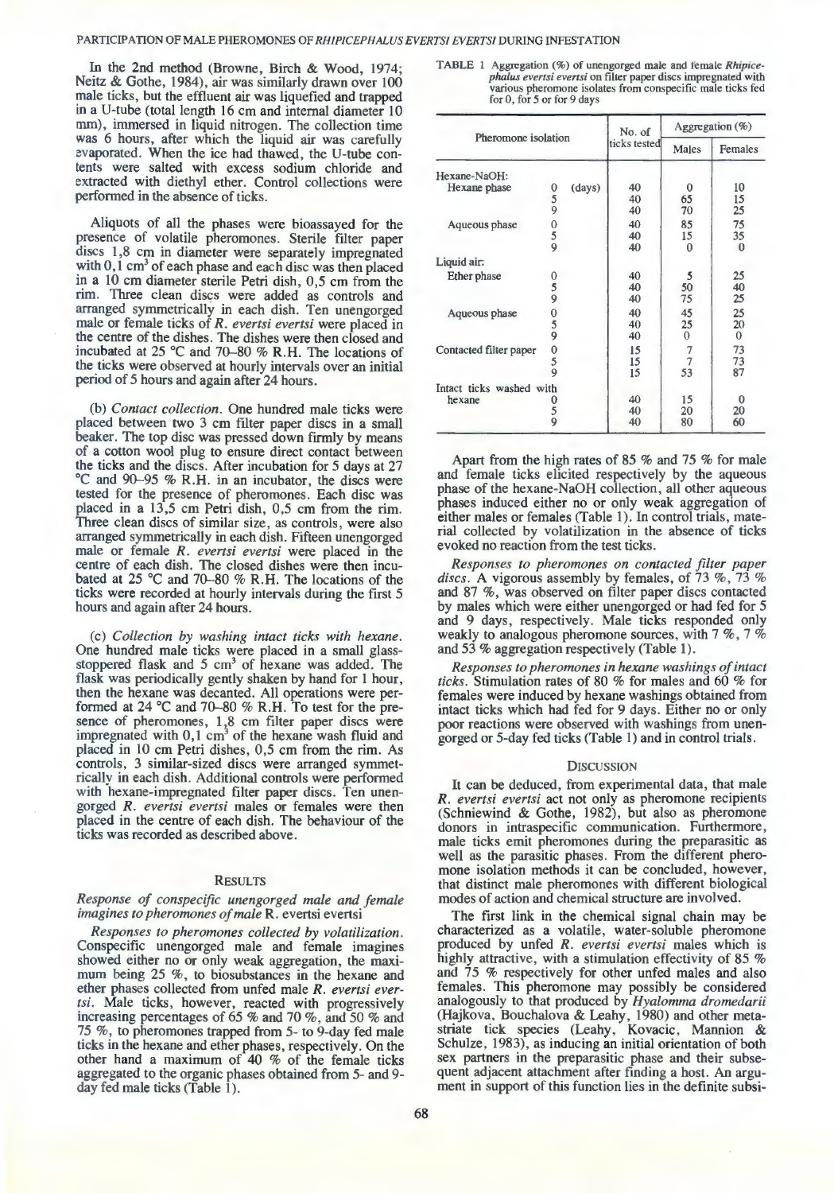In the 2nd method (Browne, Birch & Wood, 1974; Neitz & Gothe, 1984), air was similarly drawn over 100 male ticks, but the effluent air was liquefied and trapped in a U-tube (total length 16 cm and internal diameter 10 mm), immersed in liquid nitrogen. The collection time was 6 hours, after which the liquid air was carefully evaporated. When the ice had thawed, the U-tube contents were salted with excess sodium chloride and extracted with diethyl ether. Control collections were performed in the absence of ticks.

Aliquots of all the phases were bioassayed for the presence of volatile pheromones. Sterile filter paper discs 1,8 cm in diameter were separately impregnated with 0,1 $cm^3$ of each phase and each disc was then placed in a 10 cm diameter sterile Petri dish, 0,5 cm from the rim. Three clean discs were added as controls and arranged symmetrically in each dish. Ten unengorged male or female ticks of *R. evertsi evertsi* were placed in the centre of the dishes. The dishes were then closed and incubated at 25 °C and 70–80 % R.H. The locations of the ticks were observed at hourly intervals over an initial period of 5 hours and again after 24 hours.

(b) *Contact collection*. One hundred male ticks were placed between two 3 cm filter paper discs in a small beaker. The top disc was pressed down firmly by means of a cotton wool plug to ensure direct contact between the ticks and the discs. After incubation for 5 days at 27 °C and 90–95 % R.H. in an incubator, the discs were tested for the presence of pheromones. Each disc was placed in a 13,5 cm Petri dish, 0,5 cm from the rim. Three clean discs of similar size, as controls, were also arranged symmetrically in each dish. Fifteen unengorged male or female *R. evertsi evertsi* were placed in the centre of each dish. The closed dishes were then incubated at 25 °C and 70–80 % R.H. The locations of the ticks were recorded at hourly intervals during the first 5 hours and again after 24 hours.

(c) *Collection by washing intact ticks with hexane*. One hundred male ticks were placed in a small glass-stoppered flask and 5 $cm^3$ of hexane was added. The flask was periodically gently shaken by hand for 1 hour, then the hexane was decanted. All operations were performed at 24 °C and 70–80 % R.H. To test for the presence of pheromones, 1,8 cm filter paper discs were impregnated with 0,1 $cm^3$ of the hexane wash fluid and placed in 10 cm Petri dishes, 0,5 cm from the rim. As controls, 3 similar-sized discs were arranged symmetrically in each dish. Additional controls were performed with hexane-impregnated filter paper discs. Ten unengorged *R. evertsi evertsi* males or females were then placed in the centre of each dish. The behaviour of the ticks was recorded as described above.

## Results

### *Response of conspecific unengorged male and female imagines to pheromones of male* R. evertsi evertsi

*Responses to pheromones collected by volatilization*. Conspecific unengorged male and female imagines showed either no or only weak aggregation, the maximum being 25 %, to biosubstances in the hexane and ether phases collected from unfed male *R. evertsi evertsi*. Male ticks, however, reacted with progressively increasing percentages of 65 % and 70 %, and 50 % and 75 %, to pheromones trapped from 5- to 9-day fed male ticks in the hexane and ether phases, respectively. On the other hand a maximum of 40 % of the female ticks aggregated to the organic phases obtained from 5- and 9-day fed male ticks (Table 1).

TABLE 1 Aggregation (%) of unengorged male and female *Rhipicephalus evertsi evertsi* on filter paper discs impregnated with various pheromone isolates from conspecific male ticks fed for 0, for 5 or for 9 days

| Pheromone isolation | | No. of ticks tested | Aggregation (%) | |
|---|---|---|---|---|
| | | | Males | Females |
| Hexane-NaOH: | | | | |
| Hexane phase | 0 (days) | 40 | 0 | 10 |
| | 5 | 40 | 65 | 15 |
| | 9 | 40 | 70 | 25 |
| Aqueous phase | 0 | 40 | 85 | 75 |
| | 5 | 40 | 15 | 35 |
| | 9 | 40 | 0 | 0 |
| Liquid air: | | | | |
| Ether phase | 0 | 40 | 5 | 25 |
| | 5 | 40 | 50 | 40 |
| | 9 | 40 | 75 | 25 |
| Aqueous phase | 0 | 40 | 45 | 25 |
| | 5 | 40 | 25 | 20 |
| | 9 | 40 | 0 | 0 |
| Contacted filter paper | 0 | 15 | 7 | 73 |
| | 5 | 15 | 7 | 73 |
| | 9 | 15 | 53 | 87 |
| Intact ticks washed with hexane | 0 | 40 | 15 | 0 |
| | 5 | 40 | 20 | 20 |
| | 9 | 40 | 80 | 60 |

Apart from the high rates of 85 % and 75 % for male and female ticks elicited respectively by the aqueous phase of the hexane-NaOH collection, all other aqueous phases induced either no or only weak aggregation of either males or females (Table 1). In control trials, material collected by volatilization in the absence of ticks evoked no reaction from the test ticks.

*Responses to pheromones on contacted filter paper discs*. A vigorous assembly by females, of 73 %, 73 % and 87 %, was observed on filter paper discs contacted by males which were either unengorged or had fed for 5 and 9 days, respectively. Male ticks responded only weakly to analogous pheromone sources, with 7 %, 7 % and 53 % aggregation respectively (Table 1).

*Responses to pheromones in hexane washings of intact ticks*. Stimulation rates of 80 % for males and 60 % for females were induced by hexane washings obtained from intact ticks which had fed for 9 days. Either no or only poor reactions were observed with washings from unengorged or 5-day fed ticks (Table 1) and in control trials.

## Discussion

It can be deduced, from experimental data, that male *R. evertsi evertsi* act not only as pheromone recipients (Schniewind & Gothe, 1982), but also as pheromone donors in intraspecific communication. Furthermore, male ticks emit pheromones during the preparasitic as well as the parasitic phases. From the different pheromone isolation methods it can be concluded, however, that distinct male pheromones with different biological modes of action and chemical structure are involved.

The first link in the chemical signal chain may be characterized as a volatile, water-soluble pheromone produced by unfed *R. evertsi evertsi* males which is highly attractive, with a stimulation effectivity of 85 % and 75 % respectively for other unfed males and also females. This pheromone may possibly be considered analogously to that produced by *Hyalomma dromedarii* (Hajkova, Bouchalova & Leahy, 1980) and other metastriate tick species (Leahy, Kovacic, Mannion & Schulze, 1983), as inducing an initial orientation of both sex partners in the preparasitic phase and their subsequent adjacent attachment after finding a host. An argument in support of this function lies in the definite subsi-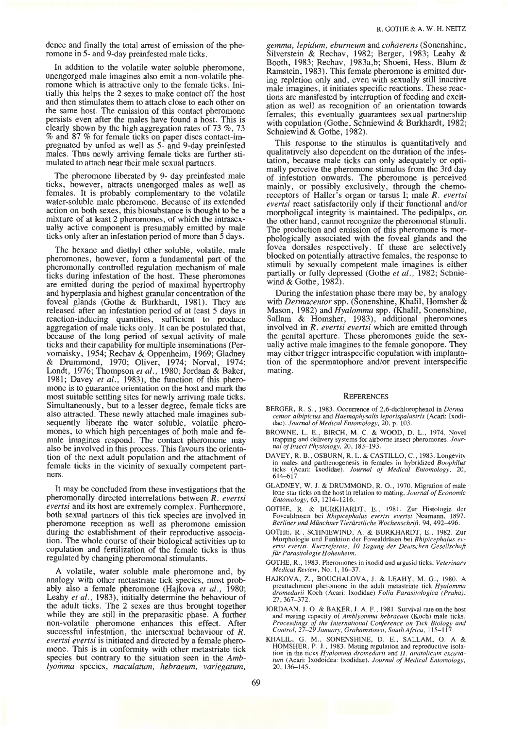dence and finally the total arrest of emission of the pheromone in 5- and 9-day preinfested male ticks.

In addition to the volatile water soluble pheromone, unengorged male imagines also emit a non-volatile pheromone which is attractive only to the female ticks. Initially this helps the 2 sexes to make contact off the host and then stimulates them to attach close to each other on the same host. The emission of this contact pheromone persists even after the males have found a host. This is clearly shown by the high aggregation rates of 73 %, 73 % and 87 % for female ticks on paper discs contact-impregnated by unfed as well as 5- and 9-day preinfested males. Thus newly arriving female ticks are further stimulated to attach near their male sexual partners.

The pheromone liberated by 9- day preinfested male ticks, however, attracts unengorged males as well as females. It is probably complementary to the volatile water-soluble male pheromone. Because of its extended action on both sexes, this biosubstance is thought to be a mixture of at least 2 pheromones, of which the intrasexually active component is presumably emitted by male ticks only after an infestation period of more than 5 days.

The hexane and diethyl ether soluble, volatile, male pheromones, however, form a fundamental part of the pheromonally controlled regulation mechanism of male ticks during infestation of the host. These pheromones are emitted during the period of maximal hypertrophy and hyperplasia and highest granular concentration of the foveal glands (Gothe & Burkhardt, 1981). They are released after an infestation period of at least 5 days in reaction-inducing quantities, sufficient to produce aggregation of male ticks only. It can be postulated that, because of the long period of sexual activity of male ticks and their capability for multiple inseminations (Pervomaisky, 1954; Rechav & Oppenheim, 1969; Gladney & Drummond, 1970; Oliver, 1974; Norval, 1974; Londt, 1976; Thompson *et al.*, 1980; Jordaan & Baker, 1981; Davey *et al.*, 1983), the function of this pheromone is to guarantee orientation on the host and mark the most suitable settling sites for newly arriving male ticks. Simultaneously, but to a lesser degree, female ticks are also attracted. These newly attached male imagines subsequently liberate the water soluble, volatile pheromones, to which high percentages of both male and female imagines respond. The contact pheromone may also be involved in this process. This favours the orientation of the next adult population and the attachment of female ticks in the vicinity of sexually competent partners.

It may be concluded from these investigations that the pheromonally directed interrelations between *R. evertsi evertsi* and its host are extremely complex. Furthermore, both sexual partners of this tick species are involved in pheromone reception as well as pheromone emission during the establishment of their reproductive association. The whole course of their biological activities up to copulation and fertilization of the female ticks is thus regulated by changing pheromonal stimulants.

A volatile, water soluble male pheromone and, by analogy with other metastriate tick species, most probably also a female pheromone (Hajkova *et al.*, 1980; Leahy *et al.*, 1983), initially determine the behaviour of the adult ticks. The 2 sexes are thus brought together while they are still in the preparasitic phase. A further non-volatile pheromone enhances this effect. After successful infestation, the intersexual behaviour of *R. evertsi evertsi* is initiated and directed by a female pheromone. This is in conformity with other metastriate tick species but contrary to the situation seen in the *Amblyomma* species, *maculatum*, *hebraeum*, *variegatum*, *gemma*, *lepidum*, *eburneum* and *cohaerens* (Sonenshine, Silverstein & Rechav, 1982; Berger, 1983; Leahy & Booth, 1983; Rechav, 1983a,b; Shoeni, Hess, Blum & Ramstein, 1983). This female pheromone is emitted during repletion only and, even with sexually still inactive male imagines, it initiates specific reactions. These reactions are manifested by interruption of feeding and excitation as well as recognition of an orientation towards females; this eventually guarantees sexual partnership with copulation (Gothe, Schniewind & Burkhardt, 1982; Schniewind & Gothe, 1982).

This response to the stimulus is quantitatively and qualitatively also dependent on the duration of the infestation, because male ticks can only adequately or optimally perceive the pheromone stimulus from the 3rd day of infestation onwards. The pheromone is perceived mainly, or possibly exclusively, through the chemoreceptors of Haller's organ or tarsus I; male *R. evertsi evertsi* react satisfactorily only if their functional and/or morpholigcal integrity is maintained. The pedipalps, on the other hand, cannot recognize the pheromonal stimuli. The production and emission of this pheromone is morphologically associated with the foveal glands and the fovea dorsales respectively. If these are selectively blocked on potentially attractive females, the response to stimuli by sexually competent male imagines is either partially or fully depressed (Gothe *et al.*, 1982; Schniewind & Gothe, 1982).

During the infestation phase there may be, by analogy with *Dermacentor* spp. (Sonenshine, Khalil, Homsher & Mason, 1982) and *Hyalomma* spp. (Khalil, Sonenshine, Sallam & Homsher, 1983), additional pheromones involved in *R. evertsi evertsi* which are emitted through the genital aperture. These pheromones guide the sexually active male imagines to the female gonopore. They may either trigger intraspecific copulation with implantation of the spermatophore and/or prevent interspecific mating.

## REFERENCES

BERGER, R. S., 1983. Occurrence of 2,6-dichlorophenol in *Dermacentor albipictus* and *Haemaphysalis leporispalustris* (Acari: Ixodidae). *Journal of Medical Entomology*, 20, p. 103.

BROWNE, L. E., BIRCH, M. C. & WOOD, D. L., 1974. Novel trapping and delivery systems for airborne insect pheromones. *Journal of Insect Physiology*, 20, 183–193.

DAVEY, R. B., OSBURN, R. L. & CASTILLO, C., 1983. Longevity in males and parthenogenesis in females in hybridized *Boophilus* ticks (Acari: Ixodidae). *Journal of Medical Entomology*, 20, 614–617.

GLADNEY, W. J. & DRUMMOND, R. O., 1970. Migration of male lone star ticks on the host in relation to mating. *Journal of Economic Entomology*, 63, 1214–1216.

GOTHE, R. & BURKHARDT, E., 1981. Zur Histologie der Fovealdrüsen bei *Rhipicephalus evertsi evertsi* Neumann, 1897. *Berliner und Münchner Tierärztliche Wochenschrift*, 94, 492–496.

GOTHE, R., SCHNIEWIND, A. & BURKHARDT, E., 1982. Zur Morphologie und Funktion der Fovealdrüsen bei *Rhipicephalus evertsi evertsi*. *Kurzreferate, 10 Tagung der Deutschen Gesellschaft für Parasitologie Hohenheim*.

GOTHE, R., 1983. Pheromones in ixodid and argasid ticks. *Veterinary Medical Review*, No. 1, 16–37.

HAJKOVA, Z., BOUCHALOVA, J. & LEAHY, M. G., 1980. A preattachment pheromone in the adult metastriate tick *Hyalomma dromedarii* Koch (Acari: Ixodidae) *Folia Parasitologica (Praha)*, 27, 367–372.

JORDAAN, J. O. & BAKER, J. A. F., 1981. Survival rate on the host and mating capacity of *Amblyomma hebraeum* (Koch) male ticks. *Proceedings of the International Conference on Tick Biology and Control, 27–29 January, Grahamstown, South Africa*, 115–117.

KHALIL, G. M., SONENSHINE, D. E., SALLAM, O. A & HOMSHER, P. J., 1983. Mating regulation and reproductive isolation in the ticks *Hyalomma dromedarii* and *H. anatolicum excavatum* (Acari: Ixodoidea: Ixodidae). *Journal of Medical Entomology*, 20, 136–145.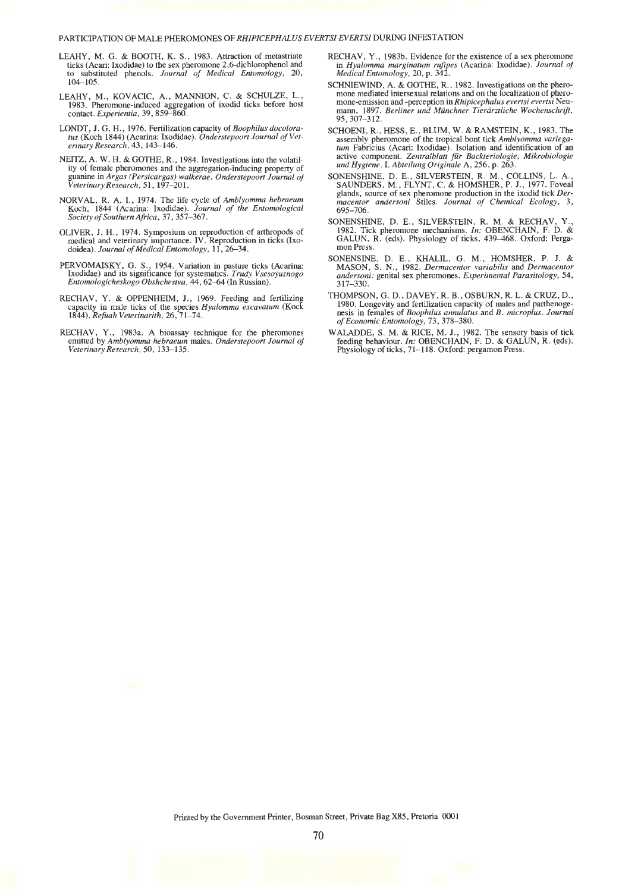LEAHY, M. G. & BOOTH, K. S., 1983. Attraction of metastriate ticks (Acari: Ixodidae) to the sex pheromone 2,6-dichlorophenol and to substituted phenols. *Journal of Medical Entomology*, 20, 104–105.

LEAHY, M., KOVACIC, A., MANNION, C. & SCHULZE, L., 1983. Pheromone-induced aggregation of ixodid ticks before host contact. *Experientia*, 39, 859–860.

LONDT, J. G. H., 1976. Fertilization capacity of *Boophilus docoloratus* (Koch 1844) (Acarina: Ixodidae). *Onderstepoort Journal of Veterinary Research*, 43, 143–146.

NEITZ, A. W. H. & GOTHE, R., 1984. Investigations into the volatility of female pheromones and the aggregation-inducing property of guanine in *Argas (Persicargas) walkerae*. *Onderstepoort Journal of Veterinary Research*, 51, 197–201.

NORVAL, R. A. I., 1974. The life cycle of *Amblyomma hebraeum* Koch, 1844 (Acarina: Ixodidae). *Journal of the Entomological Society of Southern Africa*, 37, 357–367.

OLIVER, J. H., 1974. Symposium on reproduction of arthropods of medical and veterinary importance. IV. Reproduction in ticks (Ixodoidea). *Journal of Medical Entomology*, 11, 26–34.

PERVOMAISKY, G. S., 1954. Variation in pasture ticks (Acarina: Ixodidae) and its significance for systematics. *Trudy Vsesoyuznogo Entomologicheskogo Obshchestva*, 44, 62–64 (In Russian).

RECHAV, Y. & OPPENHEIM, J., 1969. Feeding and fertilizing capacity in male ticks of the species *Hyalomma excavatum* (Kock 1844). *Refuah Veterinarith*, 26, 71–74.

RECHAV, Y., 1983a. A bioassay technique for the pheromones emitted by *Amblyomma hebraeum* males. *Onderstepoort Journal of Veterinary Research*, 50, 133–135.

RECHAV, Y., 1983b. Evidence for the existence of a sex pheromone in *Hyalomma marginatum rufipes* (Acarina: Ixodidae). *Journal of Medical Entomology*, 20, p. 342.

SCHNIEWIND, A. & GOTHE, R., 1982. Investigations on the pheromone mediated intersexual relations and on the localization of pheromone-emission and -perception in *Rhipicephalus evertsi evertsi* Neumann, 1897. *Berliner und Münchner Tierärztliche Wochenschrift*, 95, 307–312.

SCHOENI, R., HESS, E., BLUM, W. & RAMSTEIN, K., 1983. The assembly pheromone of the tropical bont tick *Amblyomma variegatum* Fabricius (Acari: Ixodidae). Isolation and identification of an active component. *Zentralblatt für Backteriologie, Mikrobiologie und Hygiene*. I. *Abteilung Originale* A, 256, p. 263.

SONENSHINE, D. E., SILVERSTEIN, R. M., COLLINS, L. A., SAUNDERS, M., FLYNT, C. & HOMSHER, P. J., 1977. Foveal glands, source of sex pheromone production in the ixodid tick *Dermacentor andersoni* Stiles. *Journal of Chemical Ecology*, 3, 695–706.

SONENSHINE, D. E., SILVERSTEIN, R. M. & RECHAV, Y., 1982. Tick pheromone mechanisms. *In:* OBENCHAIN, F. D. & GALUN, R. (eds). Physiology of ticks, 439–468. Oxford: Pergamon Press.

SONENSINE, D. E., KHALIL, G. M., HOMSHER, P. J. & MASON, S. N., 1982. *Dermacentor variabilis* and *Dermacentor andersoni:* genital sex pheromones. *Experimental Parasitology*, 54, 317–330.

THOMPSON, G. D., DAVEY, R. B., OSBURN, R. L. & CRUZ, D., 1980. Longevity and fertilization capacity of males and parthenogenesis in females of *Boophilus annulatus* and *B. microplus*. *Journal of Economic Entomology*, 73, 378–380.

WALADDE, S. M. & RICE, M. J., 1982. The sensory basis of tick feeding behaviour. *In:* OBENCHAIN, F. D. & GALUN, R. (eds). Physiology of ticks, 71–118. Oxford: pergamon Press.

Printed by the Government Printer, Bosman Street, Private Bag X85, Pretoria 0001